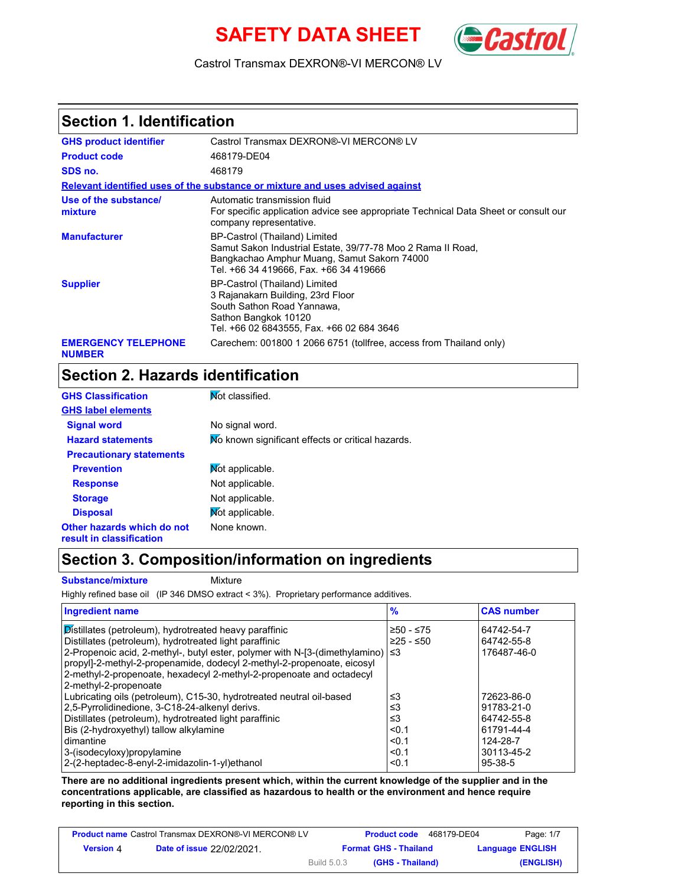# SAFETY DATA SHEET

Castrol Transmax DEXRON®-VI MERCON® LV

## Section 1. Identification

| | |
|---|---|
| **GHS product identifier** | Castrol Transmax DEXRON®-VI MERCON® LV |
| **Product code** | 468179-DE04 |
| **SDS no.** | 468179 |

**Relevant identified uses of the substance or mixture and uses advised against**

| | |
|---|---|
| **Use of the substance/ mixture** | Automatic transmission fluid<br>For specific application advice see appropriate Technical Data Sheet or consult our company representative. |
| **Manufacturer** | BP-Castrol (Thailand) Limited<br>Samut Sakon Industrial Estate, 39/77-78 Moo 2 Rama II Road,<br>Bangkachao Amphur Muang, Samut Sakorn 74000<br>Tel. +66 34 419666, Fax. +66 34 419666 |
| **Supplier** | BP-Castrol (Thailand) Limited<br>3 Rajanakarn Building, 23rd Floor<br>South Sathon Road Yannawa,<br>Sathon Bangkok 10120<br>Tel. +66 02 6843555, Fax. +66 02 684 3646 |
| **EMERGENCY TELEPHONE NUMBER** | Carechem: 001800 1 2066 6751 (tollfree, access from Thailand only) |

## Section 2. Hazards identification

| | |
|---|---|
| **GHS Classification** | Not classified. |
| **GHS label elements** | |
| **Signal word** | No signal word. |
| **Hazard statements** | No known significant effects or critical hazards. |
| **Precautionary statements** | |
| **Prevention** | Not applicable. |
| **Response** | Not applicable. |
| **Storage** | Not applicable. |
| **Disposal** | Not applicable. |
| **Other hazards which do not result in classification** | None known. |

## Section 3. Composition/information on ingredients

**Substance/mixture** Mixture

Highly refined base oil (IP 346 DMSO extract < 3%). Proprietary performance additives.

| Ingredient name | % | CAS number |
|---|---|---|
| Distillates (petroleum), hydrotreated heavy paraffinic | ≥50 - ≤75 | 64742-54-7 |
| Distillates (petroleum), hydrotreated light paraffinic | ≥25 - ≤50 | 64742-55-8 |
| 2-Propenoic acid, 2-methyl-, butyl ester, polymer with N-[3-(dimethylamino) propyl]-2-methyl-2-propenamide, dodecyl 2-methyl-2-propenoate, eicosyl 2-methyl-2-propenoate, hexadecyl 2-methyl-2-propenoate and octadecyl 2-methyl-2-propenoate | ≤3 | 176487-46-0 |
| Lubricating oils (petroleum), C15-30, hydrotreated neutral oil-based | ≤3 | 72623-86-0 |
| 2,5-Pyrrolidinedione, 3-C18-24-alkenyl derivs. | ≤3 | 91783-21-0 |
| Distillates (petroleum), hydrotreated light paraffinic | ≤3 | 64742-55-8 |
| Bis (2-hydroxyethyl) tallow alkylamine | <0.1 | 61791-44-4 |
| dimantine | <0.1 | 124-28-7 |
| 3-(isodecyloxy)propylamine | <0.1 | 30113-45-2 |
| 2-(2-heptadec-8-enyl-2-imidazolin-1-yl)ethanol | <0.1 | 95-38-5 |

**There are no additional ingredients present which, within the current knowledge of the supplier and in the concentrations applicable, are classified as hazardous to health or the environment and hence require reporting in this section.**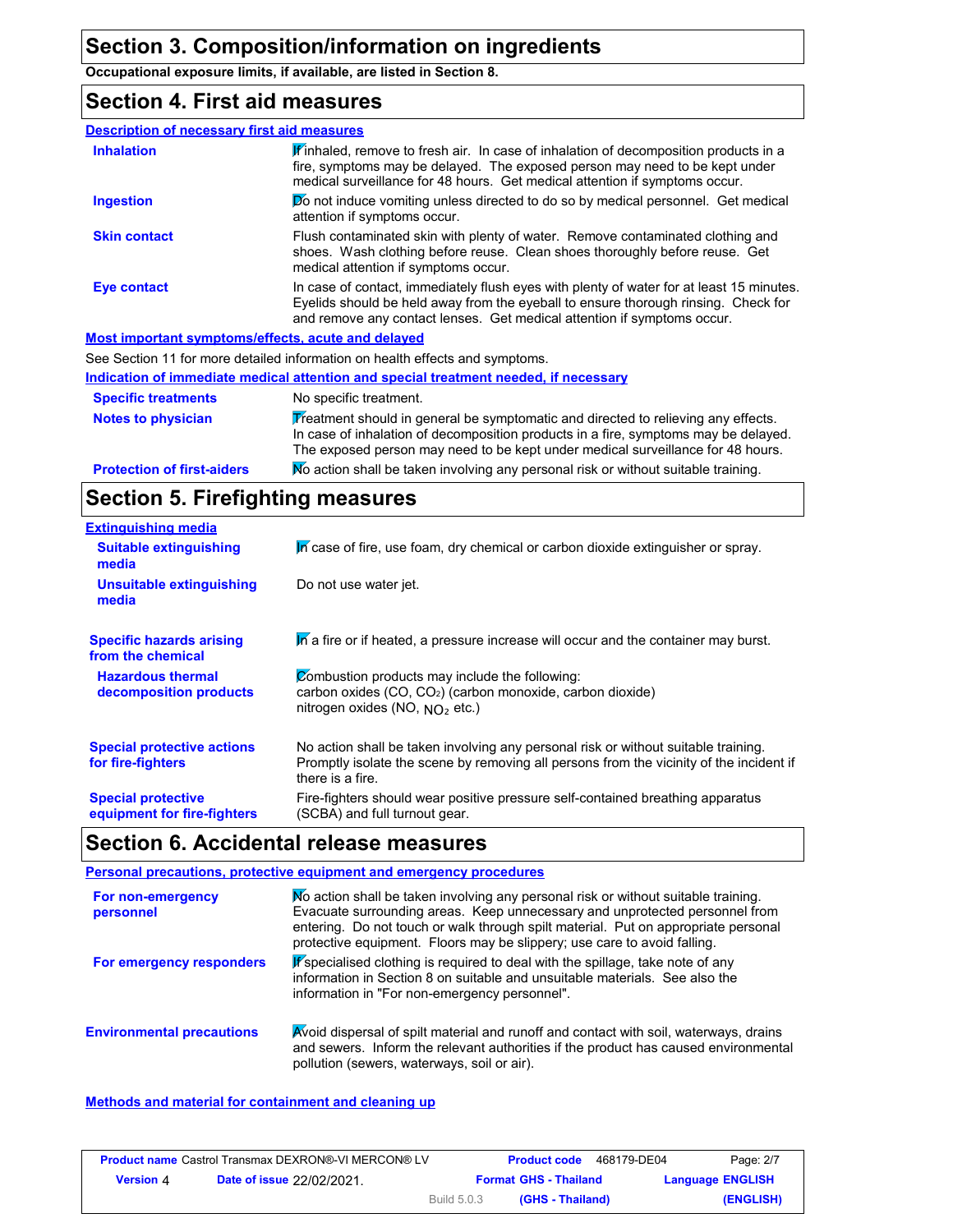## Section 3. Composition/information on ingredients

**Occupational exposure limits, if available, are listed in Section 8.**

## Section 4. First aid measures

### Description of necessary first aid measures

**Inhalation**: If inhaled, remove to fresh air. In case of inhalation of decomposition products in a fire, symptoms may be delayed. The exposed person may need to be kept under medical surveillance for 48 hours. Get medical attention if symptoms occur.

**Ingestion**: Do not induce vomiting unless directed to do so by medical personnel. Get medical attention if symptoms occur.

**Skin contact**: Flush contaminated skin with plenty of water. Remove contaminated clothing and shoes. Wash clothing before reuse. Clean shoes thoroughly before reuse. Get medical attention if symptoms occur.

**Eye contact**: In case of contact, immediately flush eyes with plenty of water for at least 15 minutes. Eyelids should be held away from the eyeball to ensure thorough rinsing. Check for and remove any contact lenses. Get medical attention if symptoms occur.

### Most important symptoms/effects, acute and delayed

See Section 11 for more detailed information on health effects and symptoms.

### Indication of immediate medical attention and special treatment needed, if necessary

**Specific treatments**: No specific treatment.

**Notes to physician**: Treatment should in general be symptomatic and directed to relieving any effects. In case of inhalation of decomposition products in a fire, symptoms may be delayed. The exposed person may need to be kept under medical surveillance for 48 hours.

**Protection of first-aiders**: No action shall be taken involving any personal risk or without suitable training.

## Section 5. Firefighting measures

### Extinguishing media

**Suitable extinguishing media**: In case of fire, use foam, dry chemical or carbon dioxide extinguisher or spray.

**Unsuitable extinguishing media**: Do not use water jet.

**Specific hazards arising from the chemical**: In a fire or if heated, a pressure increase will occur and the container may burst.

**Hazardous thermal decomposition products**: Combustion products may include the following:
carbon oxides (CO, $CO_2$) (carbon monoxide, carbon dioxide)
nitrogen oxides (NO, $NO_2$ etc.)

**Special protective actions for fire-fighters**: No action shall be taken involving any personal risk or without suitable training. Promptly isolate the scene by removing all persons from the vicinity of the incident if there is a fire.

**Special protective equipment for fire-fighters**: Fire-fighters should wear positive pressure self-contained breathing apparatus (SCBA) and full turnout gear.

## Section 6. Accidental release measures

### Personal precautions, protective equipment and emergency procedures

**For non-emergency personnel**: No action shall be taken involving any personal risk or without suitable training. Evacuate surrounding areas. Keep unnecessary and unprotected personnel from entering. Do not touch or walk through spilt material. Put on appropriate personal protective equipment. Floors may be slippery; use care to avoid falling.

**For emergency responders**: If specialised clothing is required to deal with the spillage, take note of any information in Section 8 on suitable and unsuitable materials. See also the information in "For non-emergency personnel".

**Environmental precautions**: Avoid dispersal of spilt material and runoff and contact with soil, waterways, drains and sewers. Inform the relevant authorities if the product has caused environmental pollution (sewers, waterways, soil or air).

### Methods and material for containment and cleaning up

| **Product name** Castrol Transmax DEXRON®-VI MERCON® LV | **Product code** 468179-DE04 | Page: 2/7 |
|---|---|---|
| **Version** 4 **Date of issue** 22/02/2021. | **Format GHS - Thailand** | **Language ENGLISH** |
| Build 5.0.3 | **(GHS - Thailand)** | **(ENGLISH)** |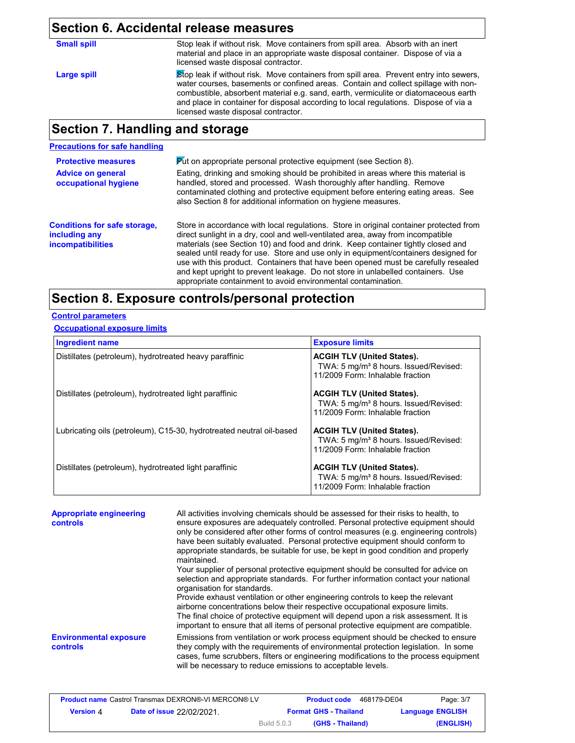## Section 6. Accidental release measures

**Small spill**

Stop leak if without risk. Move containers from spill area. Absorb with an inert material and place in an appropriate waste disposal container. Dispose of via a licensed waste disposal contractor.

**Large spill**

Stop leak if without risk. Move containers from spill area. Prevent entry into sewers, water courses, basements or confined areas. Contain and collect spillage with non-combustible, absorbent material e.g. sand, earth, vermiculite or diatomaceous earth and place in container for disposal according to local regulations. Dispose of via a licensed waste disposal contractor.

## Section 7. Handling and storage

### Precautions for safe handling

**Protective measures**

Put on appropriate personal protective equipment (see Section 8).

**Advice on general occupational hygiene**

Eating, drinking and smoking should be prohibited in areas where this material is handled, stored and processed. Wash thoroughly after handling. Remove contaminated clothing and protective equipment before entering eating areas. See also Section 8 for additional information on hygiene measures.

**Conditions for safe storage, including any incompatibilities**

Store in accordance with local regulations. Store in original container protected from direct sunlight in a dry, cool and well-ventilated area, away from incompatible materials (see Section 10) and food and drink. Keep container tightly closed and sealed until ready for use. Store and use only in equipment/containers designed for use with this product. Containers that have been opened must be carefully resealed and kept upright to prevent leakage. Do not store in unlabelled containers. Use appropriate containment to avoid environmental contamination.

## Section 8. Exposure controls/personal protection

### Control parameters

#### Occupational exposure limits

| Ingredient name | Exposure limits |
|---|---|
| Distillates (petroleum), hydrotreated heavy paraffinic | **ACGIH TLV (United States).** TWA: 5 mg/m³ 8 hours. Issued/Revised: 11/2009 Form: Inhalable fraction |
| Distillates (petroleum), hydrotreated light paraffinic | **ACGIH TLV (United States).** TWA: 5 mg/m³ 8 hours. Issued/Revised: 11/2009 Form: Inhalable fraction |
| Lubricating oils (petroleum), C15-30, hydrotreated neutral oil-based | **ACGIH TLV (United States).** TWA: 5 mg/m³ 8 hours. Issued/Revised: 11/2009 Form: Inhalable fraction |
| Distillates (petroleum), hydrotreated light paraffinic | **ACGIH TLV (United States).** TWA: 5 mg/m³ 8 hours. Issued/Revised: 11/2009 Form: Inhalable fraction |

**Appropriate engineering controls**

All activities involving chemicals should be assessed for their risks to health, to ensure exposures are adequately controlled. Personal protective equipment should only be considered after other forms of control measures (e.g. engineering controls) have been suitably evaluated. Personal protective equipment should conform to appropriate standards, be suitable for use, be kept in good condition and properly maintained.
Your supplier of personal protective equipment should be consulted for advice on selection and appropriate standards. For further information contact your national organisation for standards.
Provide exhaust ventilation or other engineering controls to keep the relevant airborne concentrations below their respective occupational exposure limits.
The final choice of protective equipment will depend upon a risk assessment. It is important to ensure that all items of personal protective equipment are compatible.

**Environmental exposure controls**

Emissions from ventilation or work process equipment should be checked to ensure they comply with the requirements of environmental protection legislation. In some cases, fume scrubbers, filters or engineering modifications to the process equipment will be necessary to reduce emissions to acceptable levels.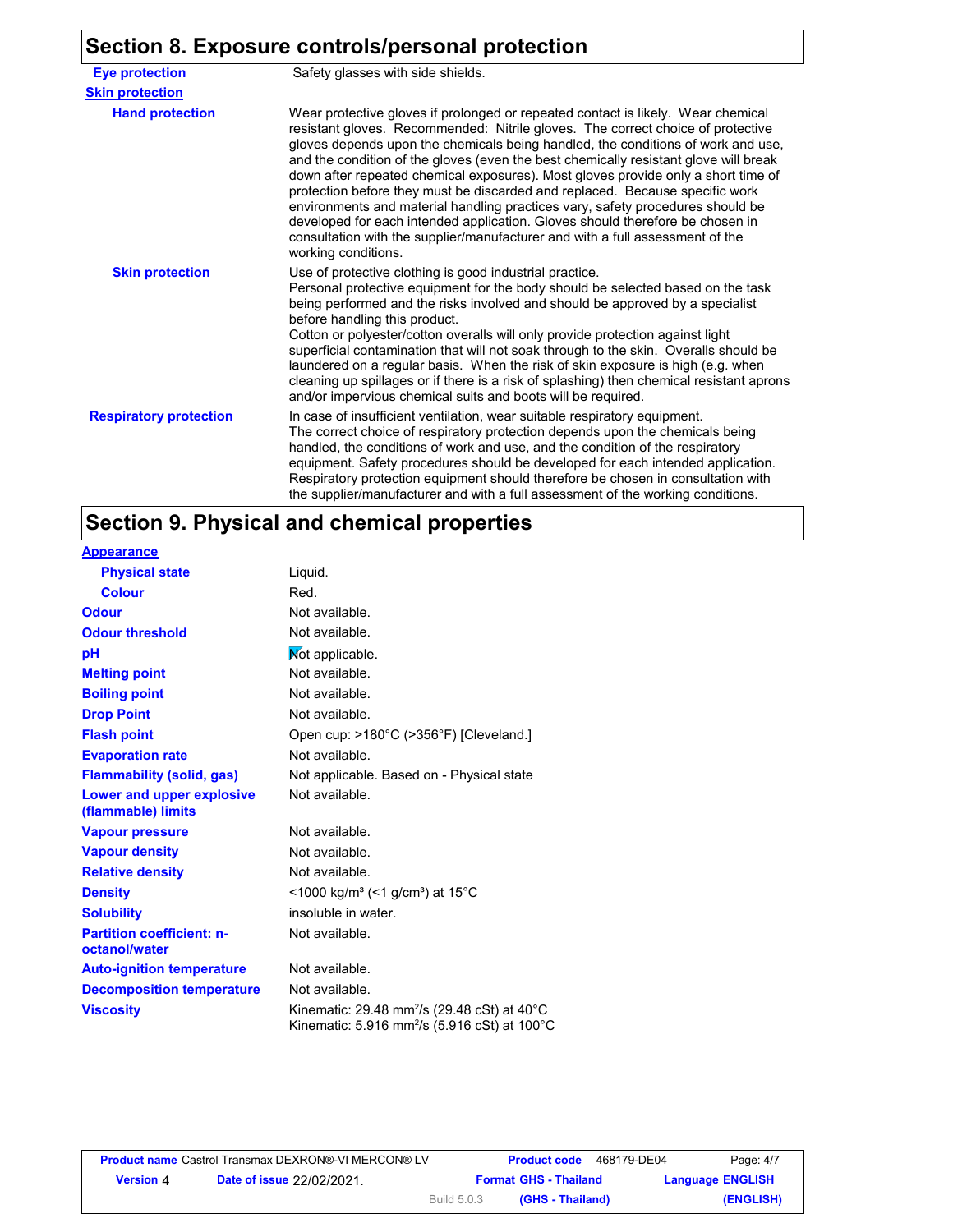## Section 8. Exposure controls/personal protection

| | |
|---|---|
| **Eye protection** | Safety glasses with side shields. |
| **Skin protection** | |
| **Hand protection** | Wear protective gloves if prolonged or repeated contact is likely. Wear chemical resistant gloves. Recommended: Nitrile gloves. The correct choice of protective gloves depends upon the chemicals being handled, the conditions of work and use, and the condition of the gloves (even the best chemically resistant glove will break down after repeated chemical exposures). Most gloves provide only a short time of protection before they must be discarded and replaced. Because specific work environments and material handling practices vary, safety procedures should be developed for each intended application. Gloves should therefore be chosen in consultation with the supplier/manufacturer and with a full assessment of the working conditions. |
| **Skin protection** | Use of protective clothing is good industrial practice. Personal protective equipment for the body should be selected based on the task being performed and the risks involved and should be approved by a specialist before handling this product. Cotton or polyester/cotton overalls will only provide protection against light superficial contamination that will not soak through to the skin. Overalls should be laundered on a regular basis. When the risk of skin exposure is high (e.g. when cleaning up spillages or if there is a risk of splashing) then chemical resistant aprons and/or impervious chemical suits and boots will be required. |
| **Respiratory protection** | In case of insufficient ventilation, wear suitable respiratory equipment. The correct choice of respiratory protection depends upon the chemicals being handled, the conditions of work and use, and the condition of the respiratory equipment. Safety procedures should be developed for each intended application. Respiratory protection equipment should therefore be chosen in consultation with the supplier/manufacturer and with a full assessment of the working conditions. |

## Section 9. Physical and chemical properties

| | |
|---|---|
| **Appearance** | |
| **Physical state** | Liquid. |
| **Colour** | Red. |
| **Odour** | Not available. |
| **Odour threshold** | Not available. |
| **pH** | Not applicable. |
| **Melting point** | Not available. |
| **Boiling point** | Not available. |
| **Drop Point** | Not available. |
| **Flash point** | Open cup: >180°C (>356°F) [Cleveland.] |
| **Evaporation rate** | Not available. |
| **Flammability (solid, gas)** | Not applicable. Based on - Physical state |
| **Lower and upper explosive (flammable) limits** | Not available. |
| **Vapour pressure** | Not available. |
| **Vapour density** | Not available. |
| **Relative density** | Not available. |
| **Density** | <1000 kg/m³ (<1 g/cm³) at 15°C |
| **Solubility** | insoluble in water. |
| **Partition coefficient: n-octanol/water** | Not available. |
| **Auto-ignition temperature** | Not available. |
| **Decomposition temperature** | Not available. |
| **Viscosity** | Kinematic: 29.48 mm²/s (29.48 cSt) at 40°C<br>Kinematic: 5.916 mm²/s (5.916 cSt) at 100°C |

| | | | |
|---|---|---|---|
| **Product name** Castrol Transmax DEXRON®-VI MERCON® LV | | **Product code** 468179-DE04 | |
| **Version** 4 | **Date of issue** 22/02/2021. | **Format** GHS - Thailand (GHS - Thailand) | **Language** ENGLISH (ENGLISH) |
| | Build 5.0.3 | | |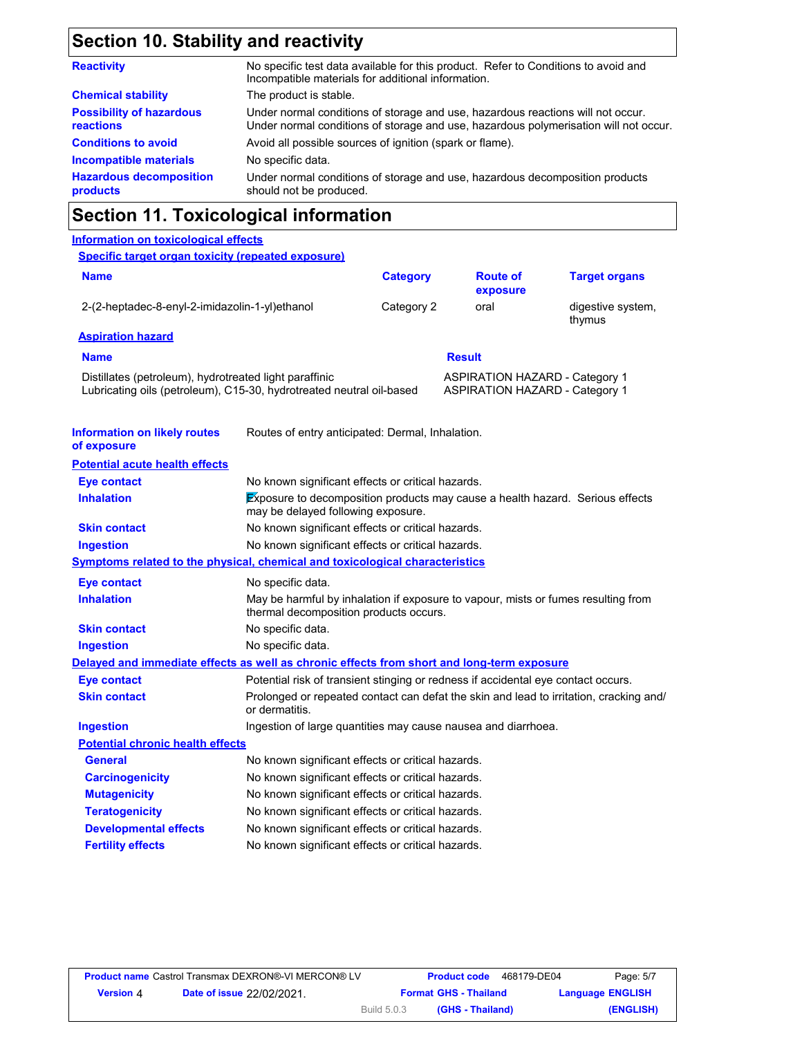## Section 10. Stability and reactivity

| | |
|---|---|
| **Reactivity** | No specific test data available for this product. Refer to Conditions to avoid and Incompatible materials for additional information. |
| **Chemical stability** | The product is stable. |
| **Possibility of hazardous reactions** | Under normal conditions of storage and use, hazardous reactions will not occur. Under normal conditions of storage and use, hazardous polymerisation will not occur. |
| **Conditions to avoid** | Avoid all possible sources of ignition (spark or flame). |
| **Incompatible materials** | No specific data. |
| **Hazardous decomposition products** | Under normal conditions of storage and use, hazardous decomposition products should not be produced. |

## Section 11. Toxicological information

**Information on toxicological effects**

**Specific target organ toxicity (repeated exposure)**

| Name | Category | Route of exposure | Target organs |
|---|---|---|---|
| 2-(2-heptadec-8-enyl-2-imidazolin-1-yl)ethanol | Category 2 | oral | digestive system, thymus |

**Aspiration hazard**

| Name | Result |
|---|---|
| Distillates (petroleum), hydrotreated light paraffinic | ASPIRATION HAZARD - Category 1 |
| Lubricating oils (petroleum), C15-30, hydrotreated neutral oil-based | ASPIRATION HAZARD - Category 1 |

| | |
|---|---|
| **Information on likely routes of exposure** | Routes of entry anticipated: Dermal, Inhalation. |

**Potential acute health effects**

| | |
|---|---|
| **Eye contact** | No known significant effects or critical hazards. |
| **Inhalation** | Exposure to decomposition products may cause a health hazard. Serious effects may be delayed following exposure. |
| **Skin contact** | No known significant effects or critical hazards. |
| **Ingestion** | No known significant effects or critical hazards. |

**Symptoms related to the physical, chemical and toxicological characteristics**

| | |
|---|---|
| **Eye contact** | No specific data. |
| **Inhalation** | May be harmful by inhalation if exposure to vapour, mists or fumes resulting from thermal decomposition products occurs. |
| **Skin contact** | No specific data. |
| **Ingestion** | No specific data. |

**Delayed and immediate effects as well as chronic effects from short and long-term exposure**

| | |
|---|---|
| **Eye contact** | Potential risk of transient stinging or redness if accidental eye contact occurs. |
| **Skin contact** | Prolonged or repeated contact can defat the skin and lead to irritation, cracking and/ or dermatitis. |
| **Ingestion** | Ingestion of large quantities may cause nausea and diarrhoea. |

**Potential chronic health effects**

| | |
|---|---|
| **General** | No known significant effects or critical hazards. |
| **Carcinogenicity** | No known significant effects or critical hazards. |
| **Mutagenicity** | No known significant effects or critical hazards. |
| **Teratogenicity** | No known significant effects or critical hazards. |
| **Developmental effects** | No known significant effects or critical hazards. |
| **Fertility effects** | No known significant effects or critical hazards. |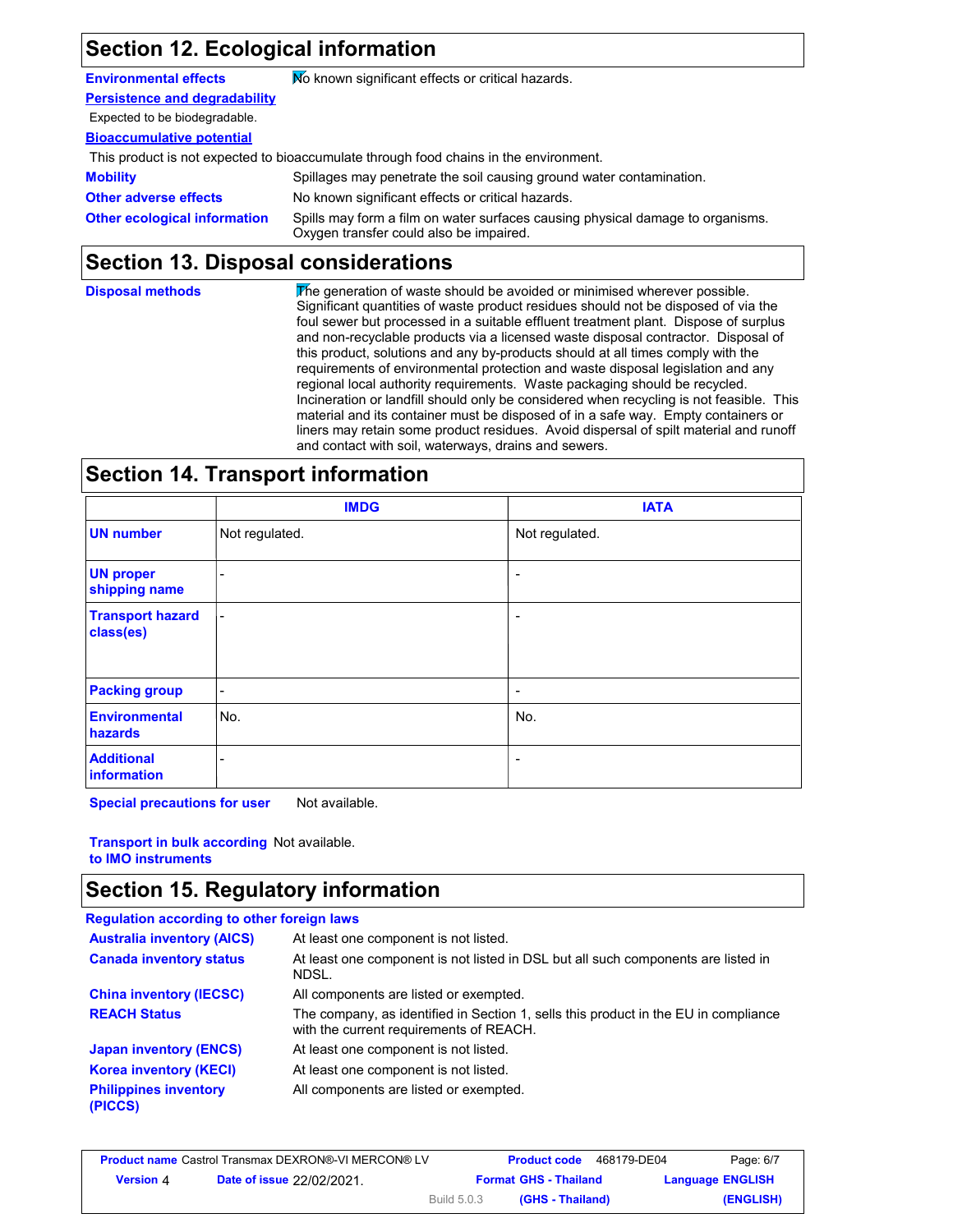## Section 12. Ecological information

**Environmental effects** No known significant effects or critical hazards.

**Persistence and degradability**

Expected to be biodegradable.

**Bioaccumulative potential**

This product is not expected to bioaccumulate through food chains in the environment.

**Mobility** Spillages may penetrate the soil causing ground water contamination.

**Other adverse effects** No known significant effects or critical hazards.

**Other ecological information** Spills may form a film on water surfaces causing physical damage to organisms. Oxygen transfer could also be impaired.

## Section 13. Disposal considerations

**Disposal methods** The generation of waste should be avoided or minimised wherever possible. Significant quantities of waste product residues should not be disposed of via the foul sewer but processed in a suitable effluent treatment plant. Dispose of surplus and non-recyclable products via a licensed waste disposal contractor. Disposal of this product, solutions and any by-products should at all times comply with the requirements of environmental protection and waste disposal legislation and any regional local authority requirements. Waste packaging should be recycled. Incineration or landfill should only be considered when recycling is not feasible. This material and its container must be disposed of in a safe way. Empty containers or liners may retain some product residues. Avoid dispersal of spilt material and runoff and contact with soil, waterways, drains and sewers.

## Section 14. Transport information

| | IMDG | IATA |
|---|---|---|
| **UN number** | Not regulated. | Not regulated. |
| **UN proper shipping name** | - | - |
| **Transport hazard class(es)** | - | - |
| **Packing group** | - | - |
| **Environmental hazards** | No. | No. |
| **Additional information** | - | - |

**Special precautions for user** Not available.

**Transport in bulk according to IMO instruments** Not available.

## Section 15. Regulatory information

**Regulation according to other foreign laws**

**Australia inventory (AICS)** At least one component is not listed.

**Canada inventory status** At least one component is not listed in DSL but all such components are listed in NDSL.

**China inventory (IECSC)** All components are listed or exempted.

**REACH Status** The company, as identified in Section 1, sells this product in the EU in compliance with the current requirements of REACH.

**Japan inventory (ENCS)** At least one component is not listed.

**Korea inventory (KECI)** At least one component is not listed.

**Philippines inventory (PICCS)** All components are listed or exempted.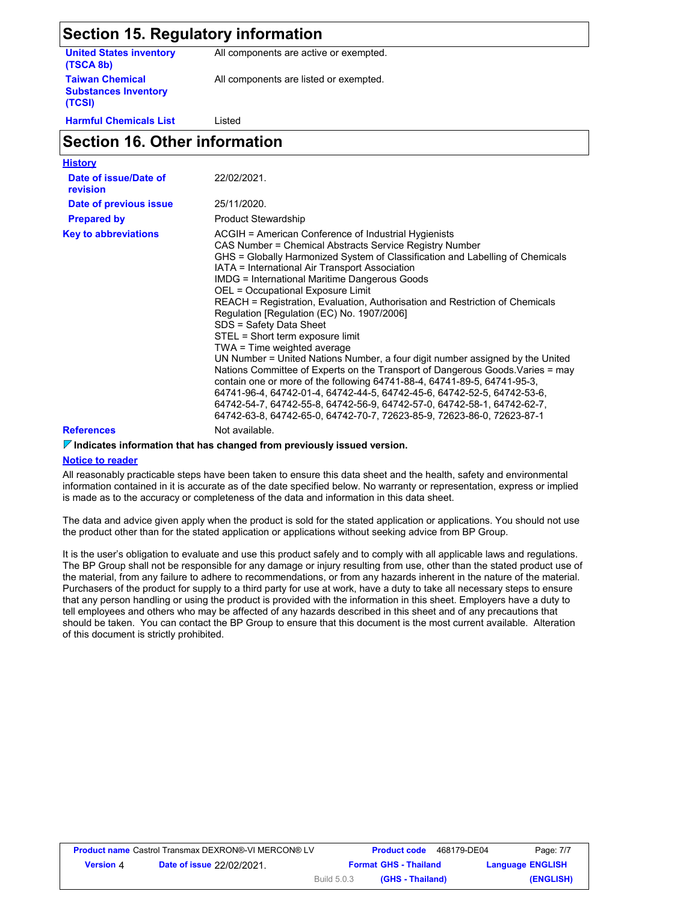## Section 15. Regulatory information

| | |
|---|---|
| **United States inventory (TSCA 8b)** | All components are active or exempted. |
| **Taiwan Chemical Substances Inventory (TCSI)** | All components are listed or exempted. |
| **Harmful Chemicals List** | Listed |

## Section 16. Other information

**History**

| | |
|---|---|
| **Date of issue/Date of revision** | 22/02/2021. |
| **Date of previous issue** | 25/11/2020. |
| **Prepared by** | Product Stewardship |
| **Key to abbreviations** | ACGIH = American Conference of Industrial Hygienists<br>CAS Number = Chemical Abstracts Service Registry Number<br>GHS = Globally Harmonized System of Classification and Labelling of Chemicals<br>IATA = International Air Transport Association<br>IMDG = International Maritime Dangerous Goods<br>OEL = Occupational Exposure Limit<br>REACH = Registration, Evaluation, Authorisation and Restriction of Chemicals Regulation [Regulation (EC) No. 1907/2006]<br>SDS = Safety Data Sheet<br>STEL = Short term exposure limit<br>TWA = Time weighted average<br>UN Number = United Nations Number, a four digit number assigned by the United Nations Committee of Experts on the Transport of Dangerous Goods.Varies = may contain one or more of the following 64741-88-4, 64741-89-5, 64741-95-3, 64741-96-4, 64742-01-4, 64742-44-5, 64742-45-6, 64742-52-5, 64742-53-6, 64742-54-7, 64742-55-8, 64742-56-9, 64742-57-0, 64742-58-1, 64742-62-7, 64742-63-8, 64742-65-0, 64742-70-7, 72623-85-9, 72623-86-0, 72623-87-1 |
| **References** | Not available. |

**Indicates information that has changed from previously issued version.**

**Notice to reader**

All reasonably practicable steps have been taken to ensure this data sheet and the health, safety and environmental information contained in it is accurate as of the date specified below. No warranty or representation, express or implied is made as to the accuracy or completeness of the data and information in this data sheet.

The data and advice given apply when the product is sold for the stated application or applications. You should not use the product other than for the stated application or applications without seeking advice from BP Group.

It is the user's obligation to evaluate and use this product safely and to comply with all applicable laws and regulations. The BP Group shall not be responsible for any damage or injury resulting from use, other than the stated product use of the material, from any failure to adhere to recommendations, or from any hazards inherent in the nature of the material. Purchasers of the product for supply to a third party for use at work, have a duty to take all necessary steps to ensure that any person handling or using the product is provided with the information in this sheet. Employers have a duty to tell employees and others who may be affected of any hazards described in this sheet and of any precautions that should be taken. You can contact the BP Group to ensure that this document is the most current available. Alteration of this document is strictly prohibited.